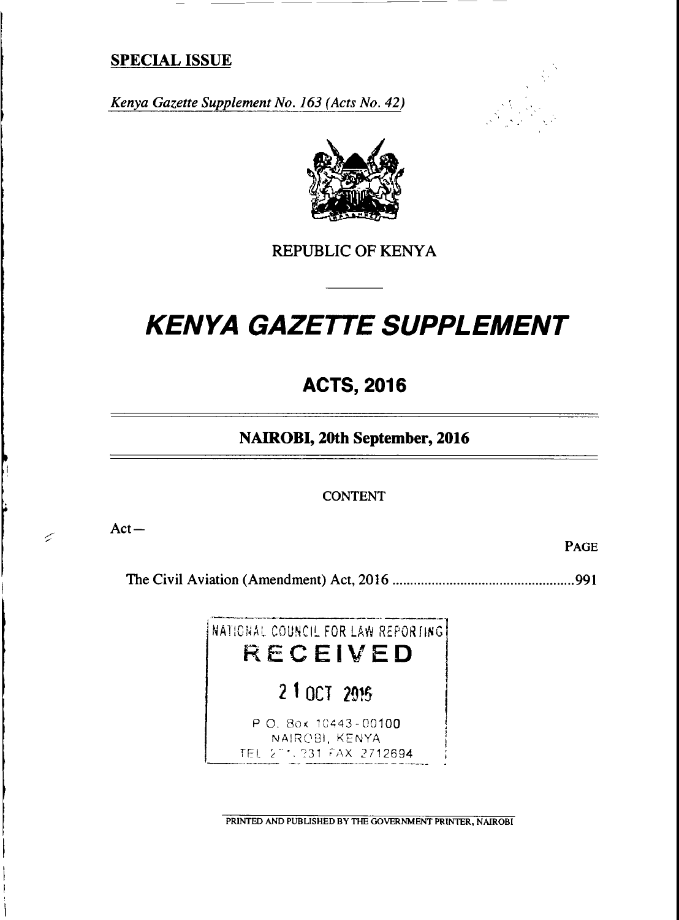**SPECIAL ISSUE**

*Kenya Gazette Supplement No. 163 (Acts No. 42)*

REPUBLIC OF KENYA

# *KENYA GAZETTE SUPPLEMENT*

## ACTS, 2016

### NAIROBI, 20th September, 2016

CONTENT

Act—

PAGE

The Civil Aviation (Amendment) Act, 2016 ....................................................991

NATIONAL COUNCIL FOR LAW REPORTING
RECEIVED
21 OCT 2016
P. O. Box 10443-00100
NAIROBI, KENYA
TEL 2 . 231 FAX 2712694

PRINTED AND PUBLISHED BY THE GOVERNMENT PRINTER, NAIROBI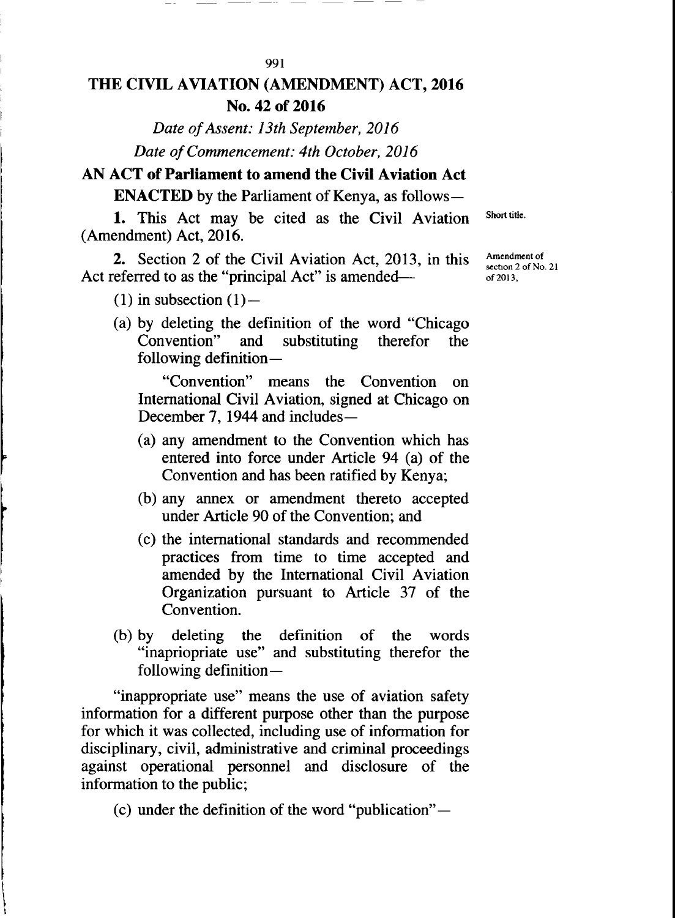# THE CIVIL AVIATION (AMENDMENT) ACT, 2016

## No. 42 of 2016

*Date of Assent: 13th September, 2016*

*Date of Commencement: 4th October, 2016*

## AN ACT of Parliament to amend the Civil Aviation Act

**ENACTED** by the Parliament of Kenya, as follows—

Short title.

**1.** This Act may be cited as the Civil Aviation (Amendment) Act, 2016.

Amendment of section 2 of No. 21 of 2013,

**2.** Section 2 of the Civil Aviation Act, 2013, in this Act referred to as the "principal Act" is amended—

(1) in subsection (1)—

(a) by deleting the definition of the word "Chicago Convention" and substituting therefor the following definition—

"Convention" means the Convention on International Civil Aviation, signed at Chicago on December 7, 1944 and includes—

(a) any amendment to the Convention which has entered into force under Article 94 (a) of the Convention and has been ratified by Kenya;

(b) any annex or amendment thereto accepted under Article 90 of the Convention; and

(c) the international standards and recommended practices from time to time accepted and amended by the International Civil Aviation Organization pursuant to Article 37 of the Convention.

(b) by deleting the definition of the words "inapriopriate use" and substituting therefor the following definition—

"inappropriate use" means the use of aviation safety information for a different purpose other than the purpose for which it was collected, including use of information for disciplinary, civil, administrative and criminal proceedings against operational personnel and disclosure of the information to the public;

(c) under the definition of the word "publication"—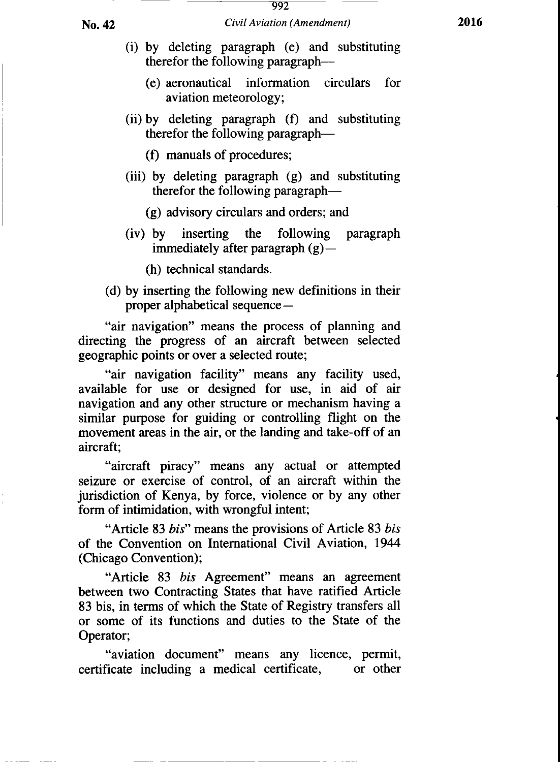(i) by deleting paragraph (e) and substituting therefor the following paragraph—

(e) aeronautical information circulars for aviation meteorology;

(ii) by deleting paragraph (f) and substituting therefor the following paragraph—

(f) manuals of procedures;

(iii) by deleting paragraph (g) and substituting therefor the following paragraph—

(g) advisory circulars and orders; and

(iv) by inserting the following paragraph immediately after paragraph (g)—

(h) technical standards.

(d) by inserting the following new definitions in their proper alphabetical sequence—

"air navigation" means the process of planning and directing the progress of an aircraft between selected geographic points or over a selected route;

"air navigation facility" means any facility used, available for use or designed for use, in aid of air navigation and any other structure or mechanism having a similar purpose for guiding or controlling flight on the movement areas in the air, or the landing and take-off of an aircraft;

"aircraft piracy" means any actual or attempted seizure or exercise of control, of an aircraft within the jurisdiction of Kenya, by force, violence or by any other form of intimidation, with wrongful intent;

"Article 83 *bis*" means the provisions of Article 83 *bis* of the Convention on International Civil Aviation, 1944 (Chicago Convention);

"Article 83 *bis* Agreement" means an agreement between two Contracting States that have ratified Article 83 bis, in terms of which the State of Registry transfers all or some of its functions and duties to the State of the Operator;

"aviation document" means any licence, permit, certificate including a medical certificate, or other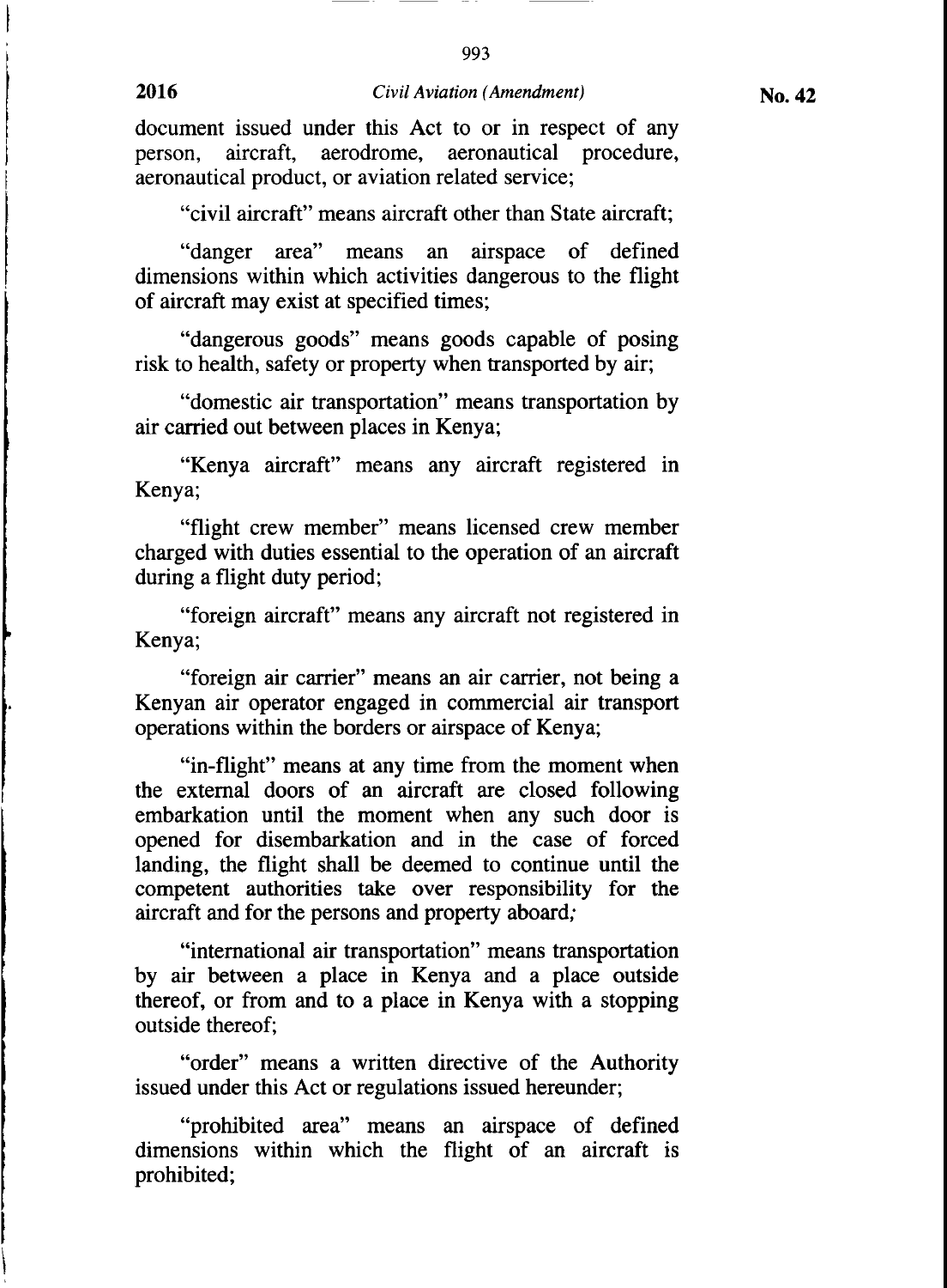document issued under this Act to or in respect of any person, aircraft, aerodrome, aeronautical procedure, aeronautical product, or aviation related service;

"civil aircraft" means aircraft other than State aircraft;

"danger area" means an airspace of defined dimensions within which activities dangerous to the flight of aircraft may exist at specified times;

"dangerous goods" means goods capable of posing risk to health, safety or property when transported by air;

"domestic air transportation" means transportation by air carried out between places in Kenya;

"Kenya aircraft" means any aircraft registered in Kenya;

"flight crew member" means licensed crew member charged with duties essential to the operation of an aircraft during a flight duty period;

"foreign aircraft" means any aircraft not registered in Kenya;

"foreign air carrier" means an air carrier, not being a Kenyan air operator engaged in commercial air transport operations within the borders or airspace of Kenya;

"in-flight" means at any time from the moment when the external doors of an aircraft are closed following embarkation until the moment when any such door is opened for disembarkation and in the case of forced landing, the flight shall be deemed to continue until the competent authorities take over responsibility for the aircraft and for the persons and property aboard;

"international air transportation" means transportation by air between a place in Kenya and a place outside thereof, or from and to a place in Kenya with a stopping outside thereof;

"order" means a written directive of the Authority issued under this Act or regulations issued hereunder;

"prohibited area" means an airspace of defined dimensions within which the flight of an aircraft is prohibited;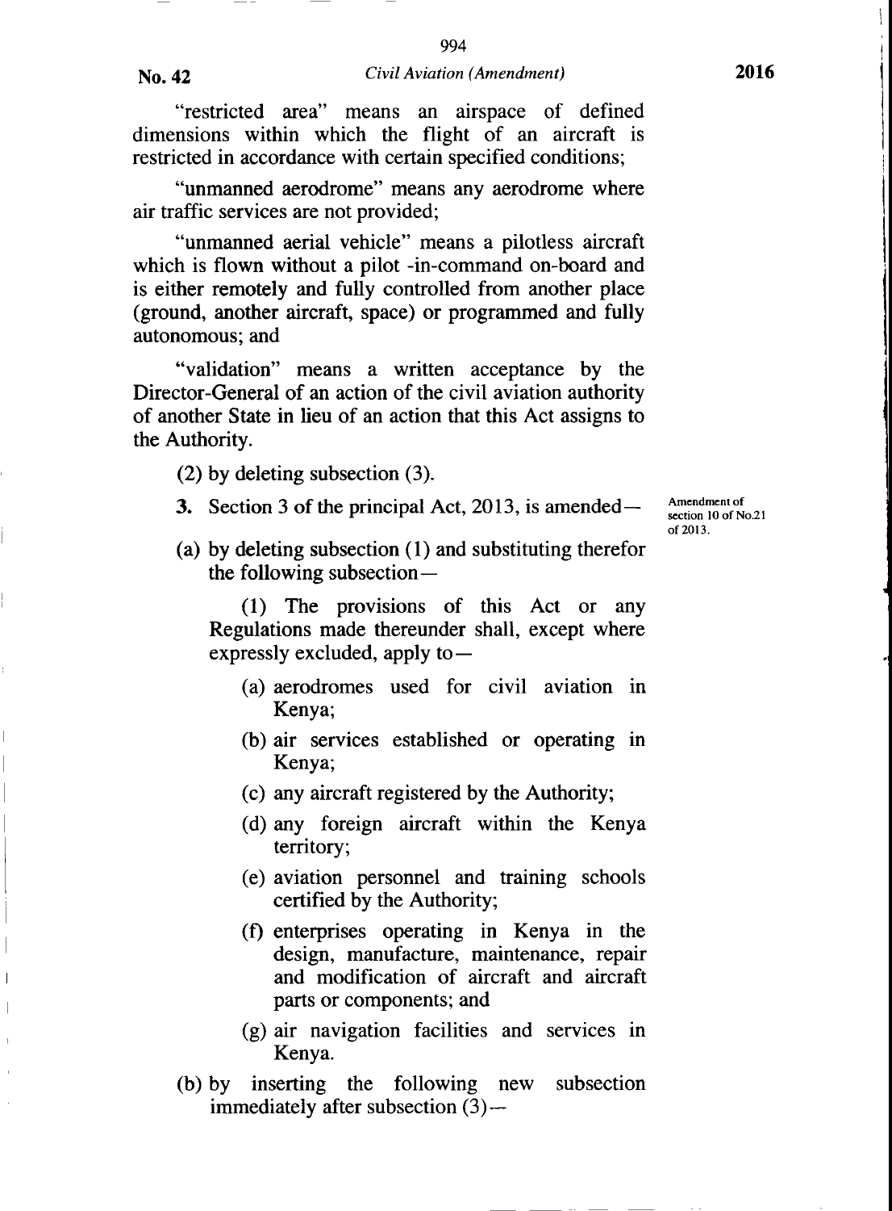"restricted area" means an airspace of defined dimensions within which the flight of an aircraft is restricted in accordance with certain specified conditions;

"unmanned aerodrome" means any aerodrome where air traffic services are not provided;

"unmanned aerial vehicle" means a pilotless aircraft which is flown without a pilot -in-command on-board and is either remotely and fully controlled from another place (ground, another aircraft, space) or programmed and fully autonomous; and

"validation" means a written acceptance by the Director-General of an action of the civil aviation authority of another State in lieu of an action that this Act assigns to the Authority.

(2) by deleting subsection (3).

**3.** Section 3 of the principal Act, 2013, is amended—

Amendment of section 10 of No.21 of 2013.

(a) by deleting subsection (1) and substituting therefor the following subsection—

(1) The provisions of this Act or any Regulations made thereunder shall, except where expressly excluded, apply to—

(a) aerodromes used for civil aviation in Kenya;

(b) air services established or operating in Kenya;

(c) any aircraft registered by the Authority;

(d) any foreign aircraft within the Kenya territory;

(e) aviation personnel and training schools certified by the Authority;

(f) enterprises operating in Kenya in the design, manufacture, maintenance, repair and modification of aircraft and aircraft parts or components; and

(g) air navigation facilities and services in Kenya.

(b) by inserting the following new subsection immediately after subsection (3)—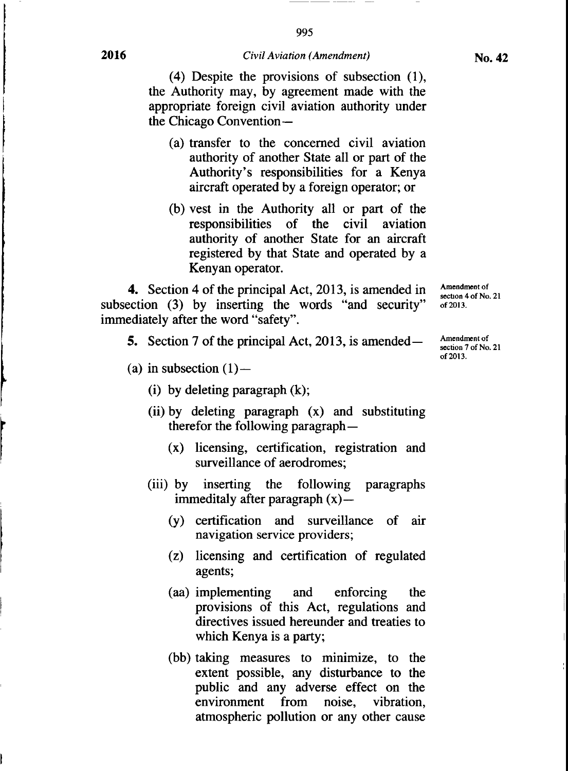(4) Despite the provisions of subsection (1), the Authority may, by agreement made with the appropriate foreign civil aviation authority under the Chicago Convention—

(a) transfer to the concerned civil aviation authority of another State all or part of the Authority's responsibilities for a Kenya aircraft operated by a foreign operator; or

(b) vest in the Authority all or part of the responsibilities of the civil aviation authority of another State for an aircraft registered by that State and operated by a Kenyan operator.

Amendment of section 4 of No. 21 of 2013.

**4.** Section 4 of the principal Act, 2013, is amended in subsection (3) by inserting the words "and security" immediately after the word "safety".

Amendment of section 7 of No. 21 of 2013.

**5.** Section 7 of the principal Act, 2013, is amended—

(a) in subsection (1)—

(i) by deleting paragraph (k);

(ii) by deleting paragraph (x) and substituting therefor the following paragraph—

(x) licensing, certification, registration and surveillance of aerodromes;

(iii) by inserting the following paragraphs immeditaly after paragraph (x)—

(y) certification and surveillance of air navigation service providers;

(z) licensing and certification of regulated agents;

(aa) implementing and enforcing the provisions of this Act, regulations and directives issued hereunder and treaties to which Kenya is a party;

(bb) taking measures to minimize, to the extent possible, any disturbance to the public and any adverse effect on the environment from noise, vibration, atmospheric pollution or any other cause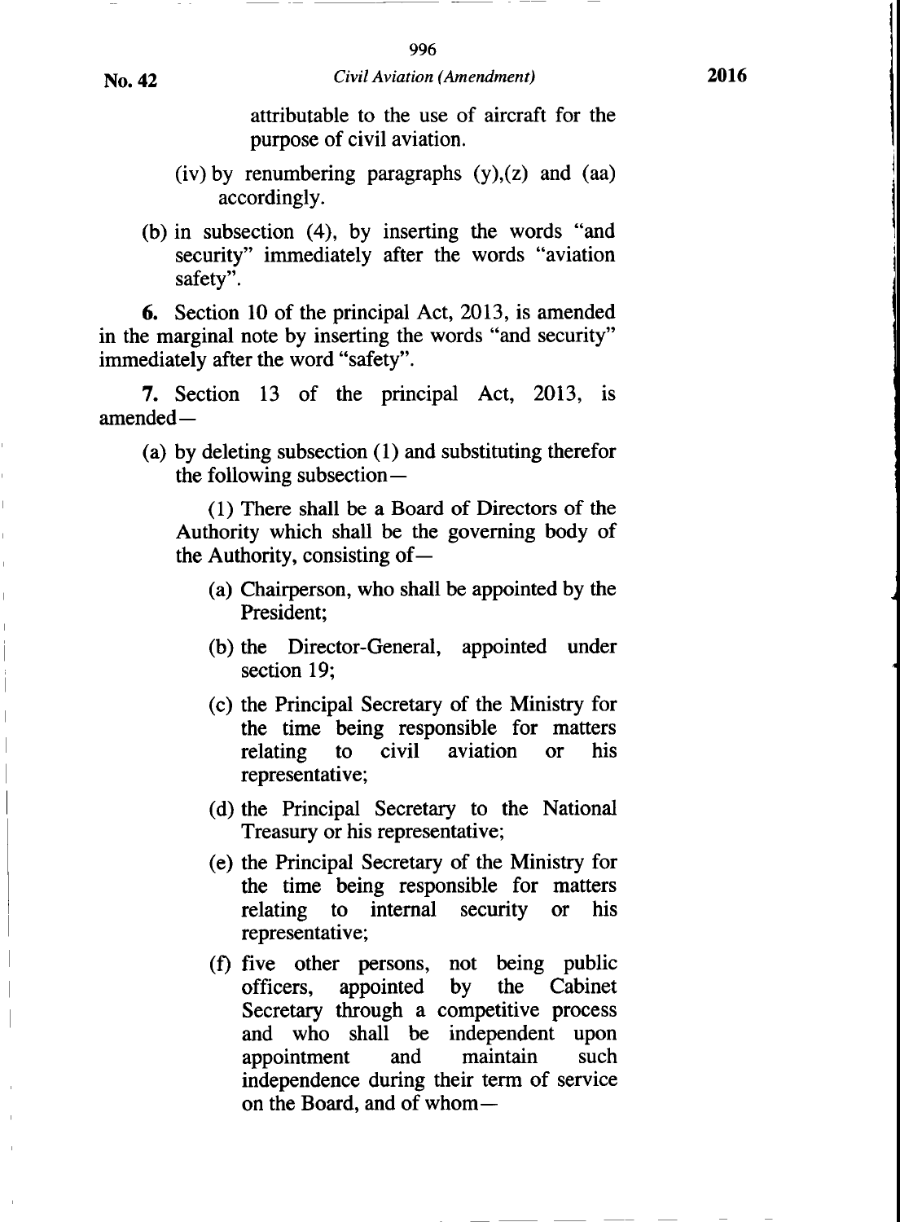attributable to the use of aircraft for the purpose of civil aviation.

(iv) by renumbering paragraphs (y),(z) and (aa) accordingly.

(b) in subsection (4), by inserting the words "and security" immediately after the words "aviation safety".

**6.** Section 10 of the principal Act, 2013, is amended in the marginal note by inserting the words "and security" immediately after the word "safety".

**7.** Section 13 of the principal Act, 2013, is amended—

(a) by deleting subsection (1) and substituting therefor the following subsection—

(1) There shall be a Board of Directors of the Authority which shall be the governing body of the Authority, consisting of—

(a) Chairperson, who shall be appointed by the President;

(b) the Director-General, appointed under section 19;

(c) the Principal Secretary of the Ministry for the time being responsible for matters relating to civil aviation or his representative;

(d) the Principal Secretary to the National Treasury or his representative;

(e) the Principal Secretary of the Ministry for the time being responsible for matters relating to internal security or his representative;

(f) five other persons, not being public officers, appointed by the Cabinet Secretary through a competitive process and who shall be independent upon appointment and maintain such independence during their term of service on the Board, and of whom—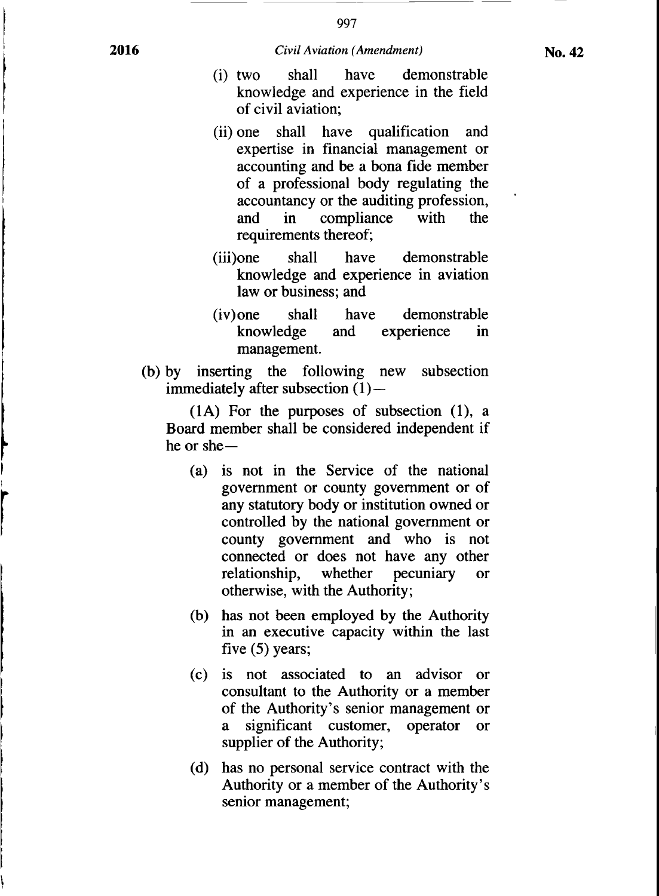(i) two shall have demonstrable knowledge and experience in the field of civil aviation;

(ii) one shall have qualification and expertise in financial management or accounting and be a bona fide member of a professional body regulating the accountancy or the auditing profession, and in compliance with the requirements thereof;

(iii) one shall have demonstrable knowledge and experience in aviation law or business; and

(iv) one shall have demonstrable knowledge and experience in management.

(b) by inserting the following new subsection immediately after subsection (1)—

(1A) For the purposes of subsection (1), a Board member shall be considered independent if he or she—

(a) is not in the Service of the national government or county government or of any statutory body or institution owned or controlled by the national government or county government and who is not connected or does not have any other relationship, whether pecuniary or otherwise, with the Authority;

(b) has not been employed by the Authority in an executive capacity within the last five (5) years;

(c) is not associated to an advisor or consultant to the Authority or a member of the Authority's senior management or a significant customer, operator or supplier of the Authority;

(d) has no personal service contract with the Authority or a member of the Authority's senior management;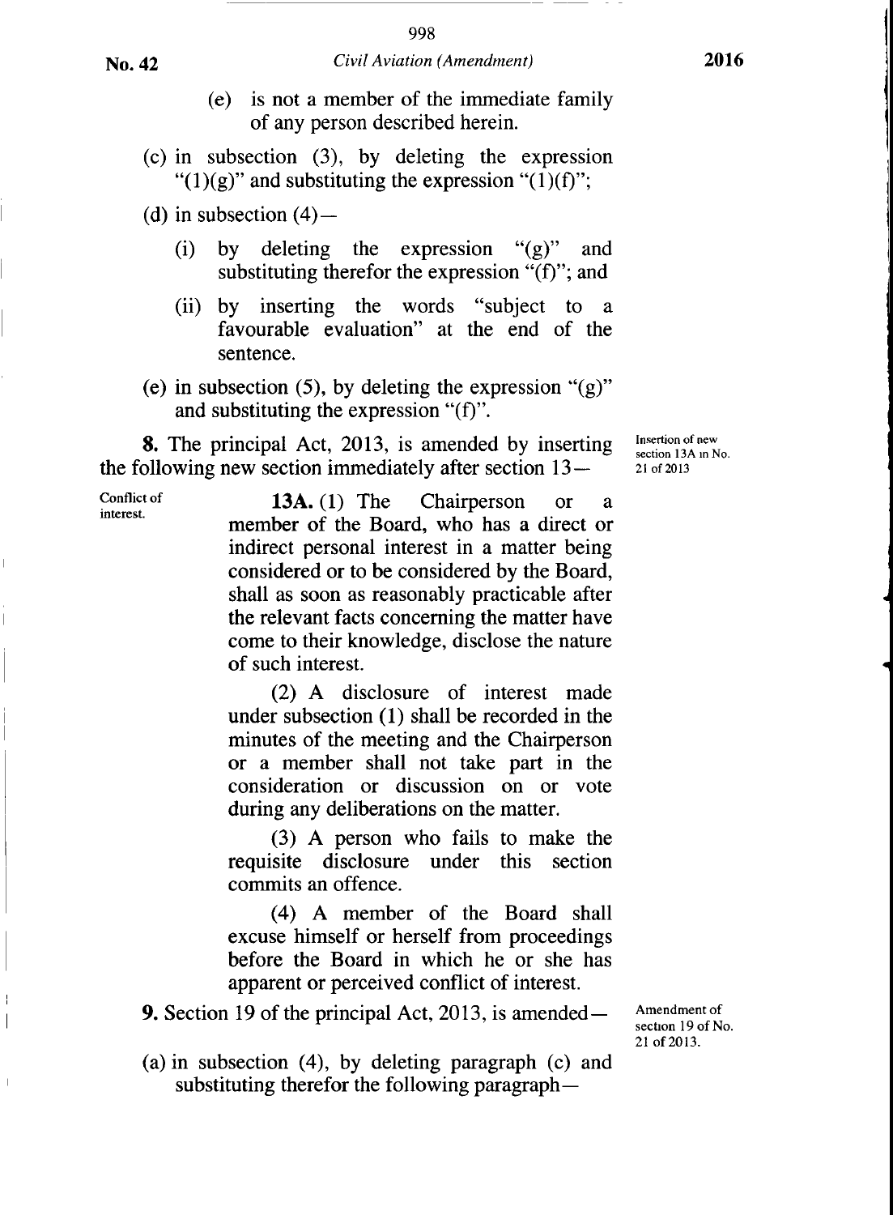(e) is not a member of the immediate family of any person described herein.

(c) in subsection (3), by deleting the expression "(1)(g)" and substituting the expression "(1)(f)";

(d) in subsection (4)—

(i) by deleting the expression "(g)" and substituting therefor the expression "(f)"; and

(ii) by inserting the words "subject to a favourable evaluation" at the end of the sentence.

(e) in subsection (5), by deleting the expression "(g)" and substituting the expression "(f)".

Insertion of new section 13A in No. 21 of 2013

**8.** The principal Act, 2013, is amended by inserting the following new section immediately after section 13—

Conflict of interest.

**13A.** (1) The Chairperson or a member of the Board, who has a direct or indirect personal interest in a matter being considered or to be considered by the Board, shall as soon as reasonably practicable after the relevant facts concerning the matter have come to their knowledge, disclose the nature of such interest.

(2) A disclosure of interest made under subsection (1) shall be recorded in the minutes of the meeting and the Chairperson or a member shall not take part in the consideration or discussion on or vote during any deliberations on the matter.

(3) A person who fails to make the requisite disclosure under this section commits an offence.

(4) A member of the Board shall excuse himself or herself from proceedings before the Board in which he or she has apparent or perceived conflict of interest.

Amendment of section 19 of No. 21 of 2013.

**9.** Section 19 of the principal Act, 2013, is amended—

(a) in subsection (4), by deleting paragraph (c) and substituting therefor the following paragraph—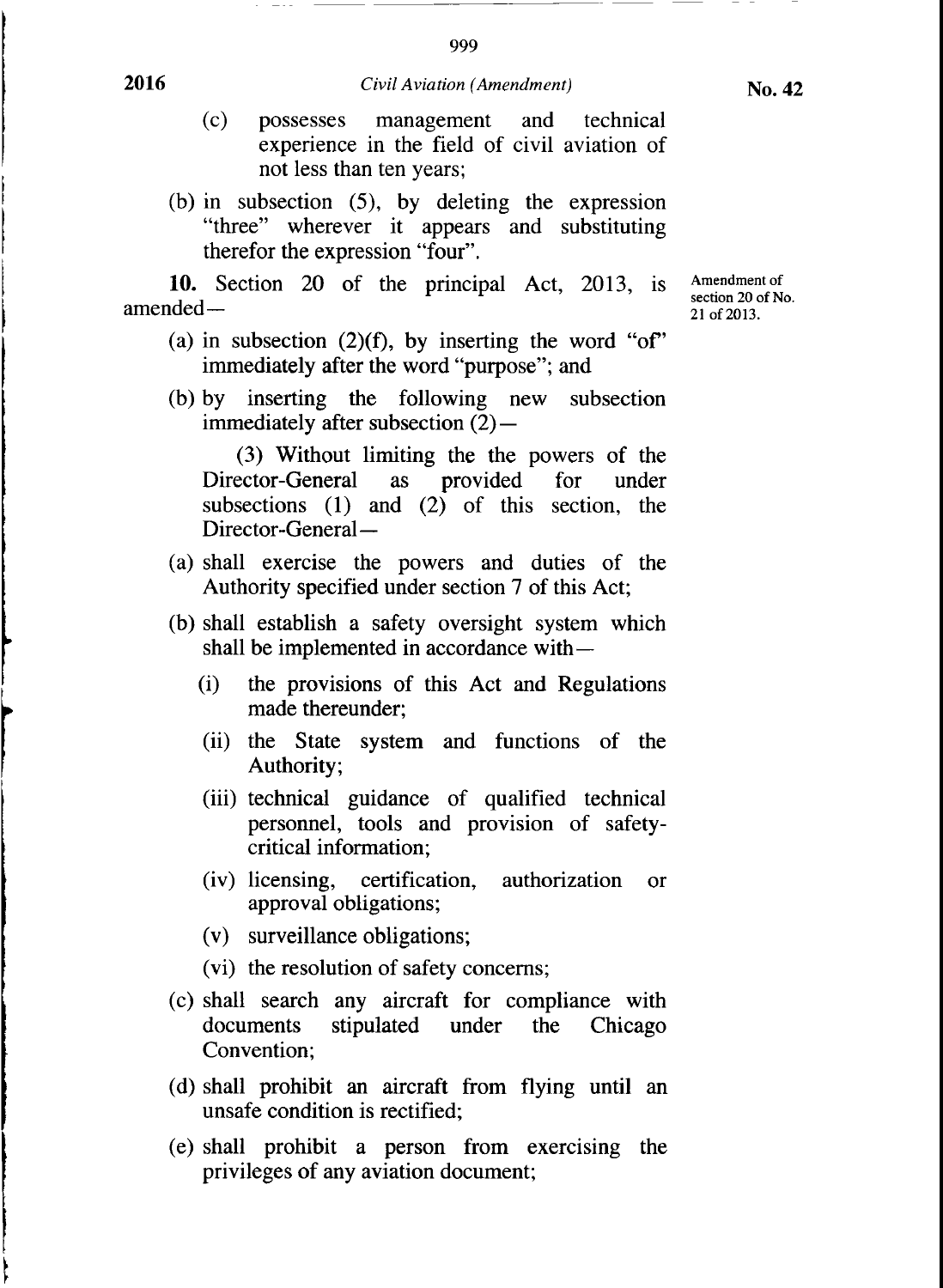(c) possesses management and technical experience in the field of civil aviation of not less than ten years;

(b) in subsection (5), by deleting the expression "three" wherever it appears and substituting therefor the expression "four".

Amendment of section 20 of No. 21 of 2013.

**10.** Section 20 of the principal Act, 2013, is amended—

(a) in subsection (2)(f), by inserting the word "of" immediately after the word "purpose"; and

(b) by inserting the following new subsection immediately after subsection (2)—

(3) Without limiting the the powers of the Director-General as provided for under subsections (1) and (2) of this section, the Director-General—

(a) shall exercise the powers and duties of the Authority specified under section 7 of this Act;

(b) shall establish a safety oversight system which shall be implemented in accordance with—

(i) the provisions of this Act and Regulations made thereunder;

(ii) the State system and functions of the Authority;

(iii) technical guidance of qualified technical personnel, tools and provision of safety-critical information;

(iv) licensing, certification, authorization or approval obligations;

(v) surveillance obligations;

(vi) the resolution of safety concerns;

(c) shall search any aircraft for compliance with documents stipulated under the Chicago Convention;

(d) shall prohibit an aircraft from flying until an unsafe condition is rectified;

(e) shall prohibit a person from exercising the privileges of any aviation document;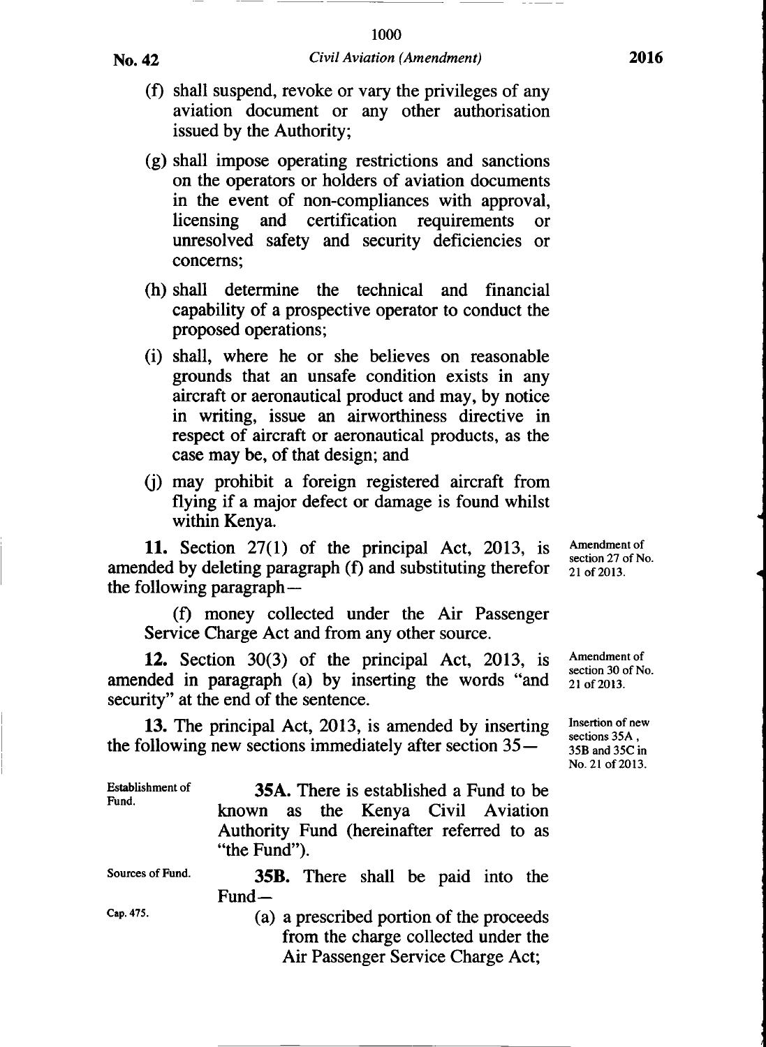(f) shall suspend, revoke or vary the privileges of any aviation document or any other authorisation issued by the Authority;

(g) shall impose operating restrictions and sanctions on the operators or holders of aviation documents in the event of non-compliances with approval, licensing and certification requirements or unresolved safety and security deficiencies or concerns;

(h) shall determine the technical and financial capability of a prospective operator to conduct the proposed operations;

(i) shall, where he or she believes on reasonable grounds that an unsafe condition exists in any aircraft or aeronautical product and may, by notice in writing, issue an airworthiness directive in respect of aircraft or aeronautical products, as the case may be, of that design; and

(j) may prohibit a foreign registered aircraft from flying if a major defect or damage is found whilst within Kenya.

Amendment of section 27 of No. 21 of 2013.

**11.** Section 27(1) of the principal Act, 2013, is amended by deleting paragraph (f) and substituting therefor the following paragraph—

(f) money collected under the Air Passenger Service Charge Act and from any other source.

Amendment of section 30 of No. 21 of 2013.

**12.** Section 30(3) of the principal Act, 2013, is amended in paragraph (a) by inserting the words "and security" at the end of the sentence.

Insertion of new sections 35A, 35B and 35C in No. 21 of 2013.

**13.** The principal Act, 2013, is amended by inserting the following new sections immediately after section 35—

Establishment of Fund.

**35A.** There is established a Fund to be known as the Kenya Civil Aviation Authority Fund (hereinafter referred to as "the Fund").

Sources of Fund.

**35B.** There shall be paid into the Fund—

Cap. 475.

(a) a prescribed portion of the proceeds from the charge collected under the Air Passenger Service Charge Act;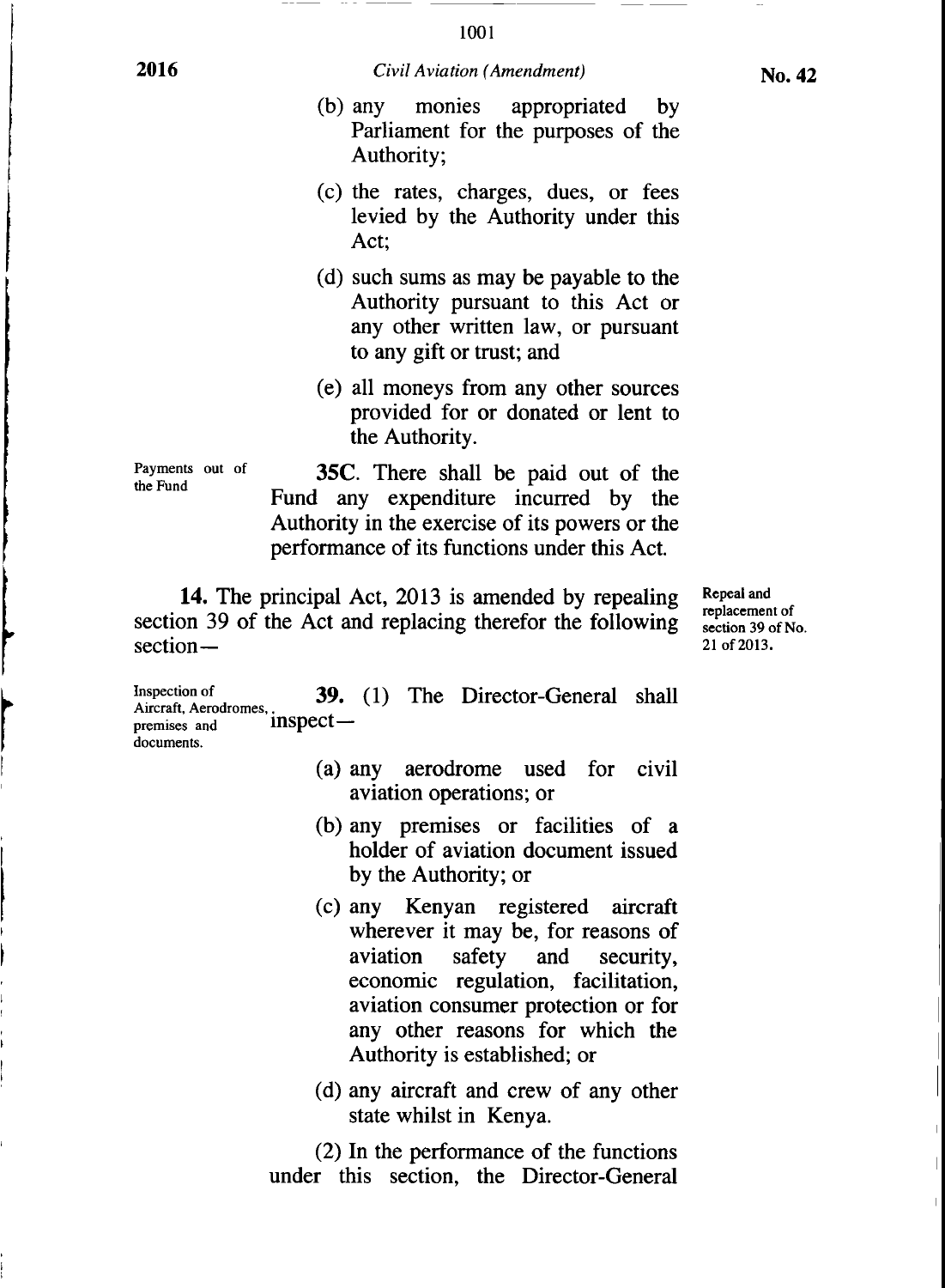(b) any monies appropriated by Parliament for the purposes of the Authority;

(c) the rates, charges, dues, or fees levied by the Authority under this Act;

(d) such sums as may be payable to the Authority pursuant to this Act or any other written law, or pursuant to any gift or trust; and

(e) all moneys from any other sources provided for or donated or lent to the Authority.

Payments out of the Fund

**35C.** There shall be paid out of the Fund any expenditure incurred by the Authority in the exercise of its powers or the performance of its functions under this Act.

**14.** The principal Act, 2013 is amended by repealing section 39 of the Act and replacing therefor the following section—

**Repeal and replacement of section 39 of No. 21 of 2013.**

Inspection of Aircraft, Aerodromes, premises and documents.

**39.** (1) The Director-General shall inspect—

(a) any aerodrome used for civil aviation operations; or

(b) any premises or facilities of a holder of aviation document issued by the Authority; or

(c) any Kenyan registered aircraft wherever it may be, for reasons of aviation safety and security, economic regulation, facilitation, aviation consumer protection or for any other reasons for which the Authority is established; or

(d) any aircraft and crew of any other state whilst in Kenya.

(2) In the performance of the functions under this section, the Director-General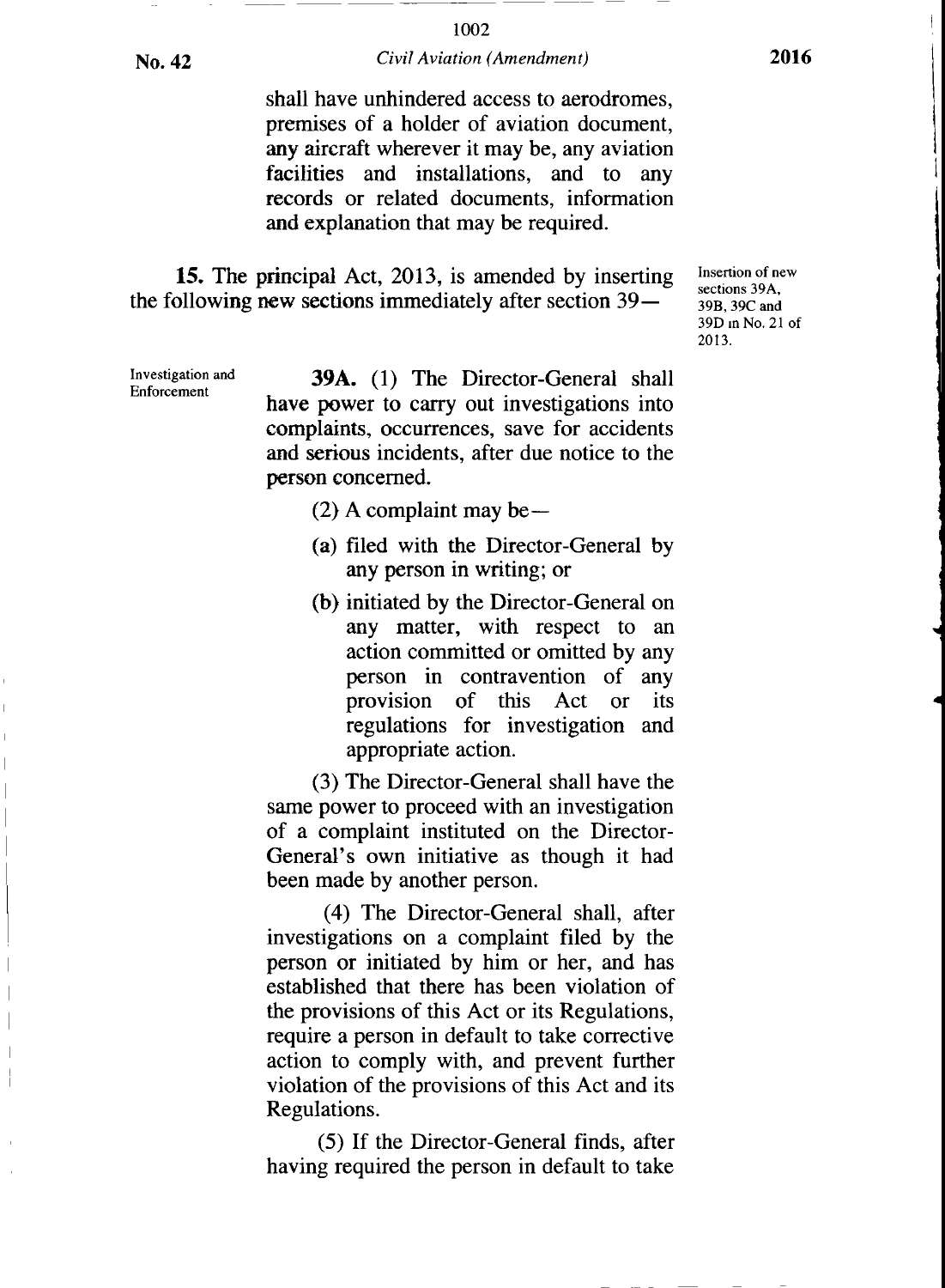shall have unhindered access to aerodromes, premises of a holder of aviation document, any aircraft wherever it may be, any aviation facilities and installations, and to any records or related documents, information and explanation that may be required.

**15.** The principal Act, 2013, is amended by inserting the following new sections immediately after section 39—

Insertion of new sections 39A, 39B, 39C and 39D in No. 21 of 2013.

Investigation and Enforcement

**39A.** (1) The Director-General shall have power to carry out investigations into complaints, occurrences, save for accidents and serious incidents, after due notice to the person concerned.

(2) A complaint may be—

(a) filed with the Director-General by any person in writing; or

(b) initiated by the Director-General on any matter, with respect to an action committed or omitted by any person in contravention of any provision of this Act or its regulations for investigation and appropriate action.

(3) The Director-General shall have the same power to proceed with an investigation of a complaint instituted on the Director-General's own initiative as though it had been made by another person.

(4) The Director-General shall, after investigations on a complaint filed by the person or initiated by him or her, and has established that there has been violation of the provisions of this Act or its Regulations, require a person in default to take corrective action to comply with, and prevent further violation of the provisions of this Act and its Regulations.

(5) If the Director-General finds, after having required the person in default to take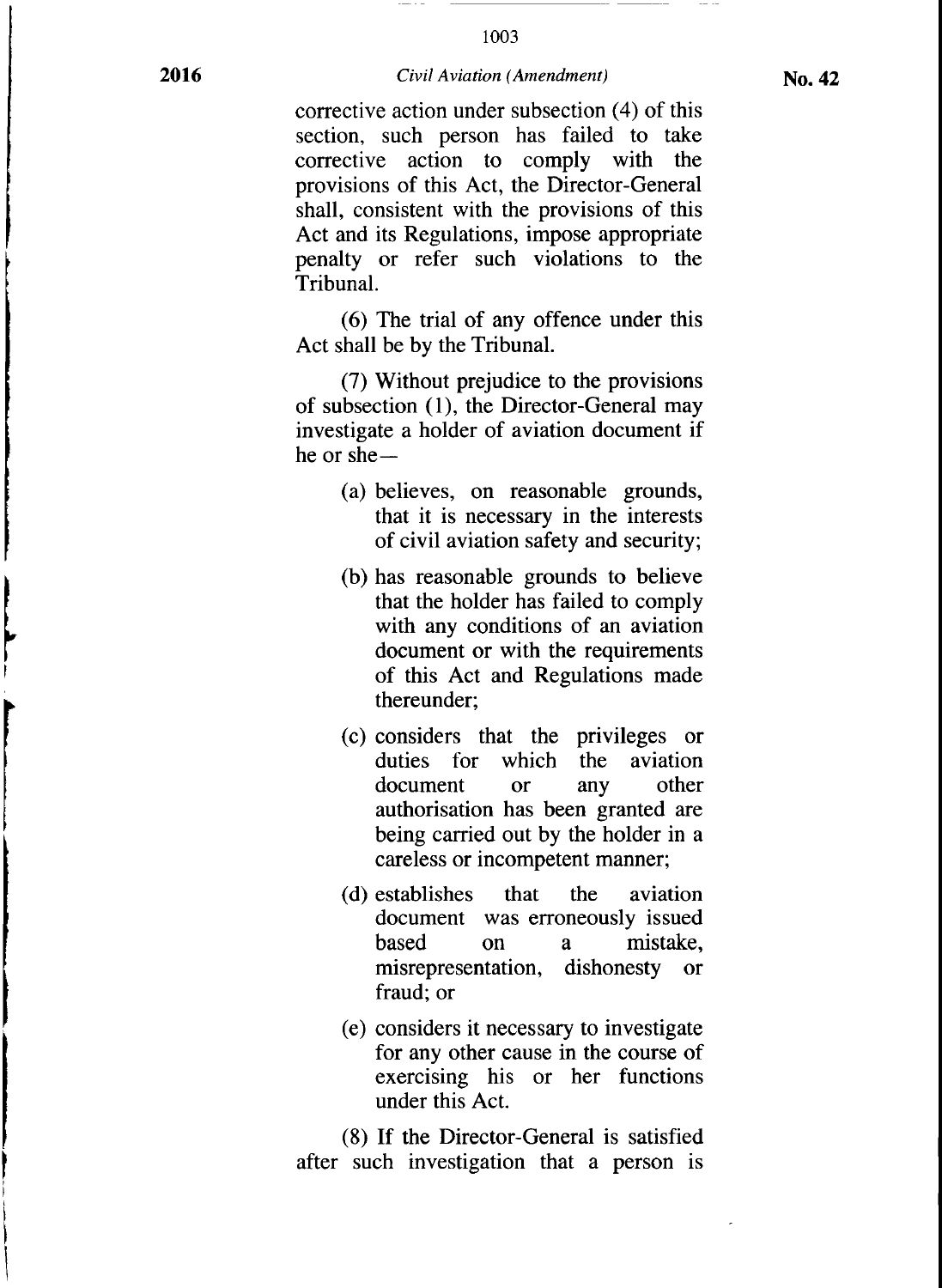corrective action under subsection (4) of this section, such person has failed to take corrective action to comply with the provisions of this Act, the Director-General shall, consistent with the provisions of this Act and its Regulations, impose appropriate penalty or refer such violations to the Tribunal.

(6) The trial of any offence under this Act shall be by the Tribunal.

(7) Without prejudice to the provisions of subsection (1), the Director-General may investigate a holder of aviation document if he or she—

(a) believes, on reasonable grounds, that it is necessary in the interests of civil aviation safety and security;

(b) has reasonable grounds to believe that the holder has failed to comply with any conditions of an aviation document or with the requirements of this Act and Regulations made thereunder;

(c) considers that the privileges or duties for which the aviation document or any other authorisation has been granted are being carried out by the holder in a careless or incompetent manner;

(d) establishes that the aviation document was erroneously issued based on a mistake, misrepresentation, dishonesty or fraud; or

(e) considers it necessary to investigate for any other cause in the course of exercising his or her functions under this Act.

(8) If the Director-General is satisfied after such investigation that a person is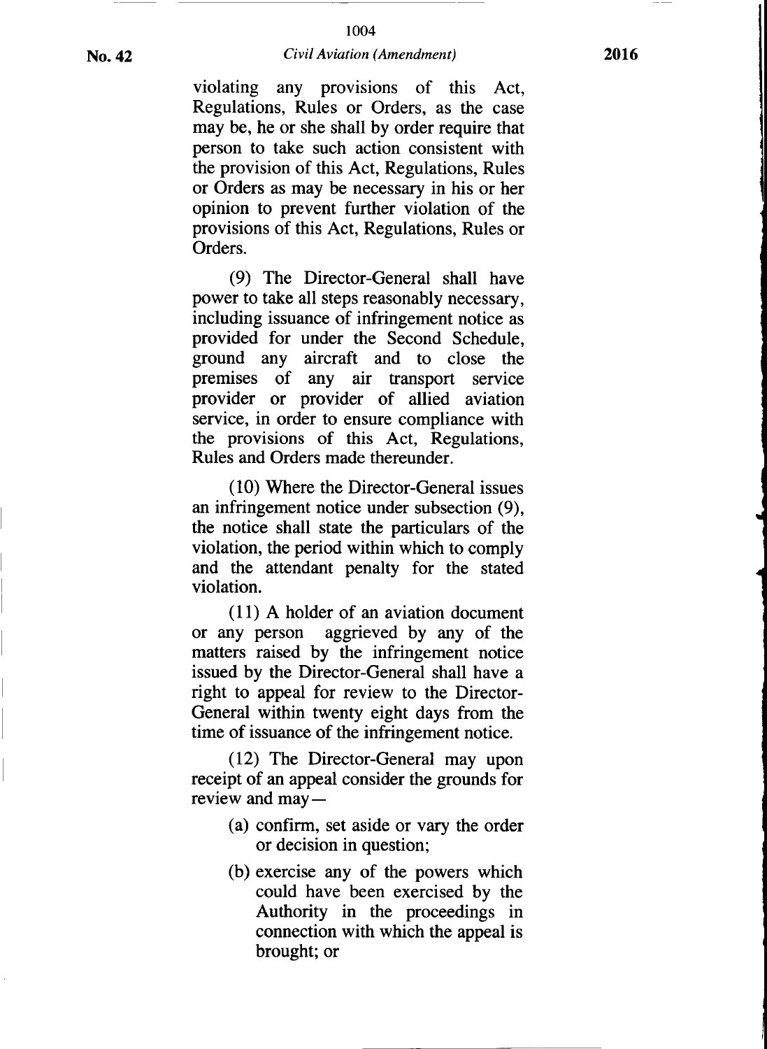violating any provisions of this Act, Regulations, Rules or Orders, as the case may be, he or she shall by order require that person to take such action consistent with the provision of this Act, Regulations, Rules or Orders as may be necessary in his or her opinion to prevent further violation of the provisions of this Act, Regulations, Rules or Orders.

(9) The Director-General shall have power to take all steps reasonably necessary, including issuance of infringement notice as provided for under the Second Schedule, ground any aircraft and to close the premises of any air transport service provider or provider of allied aviation service, in order to ensure compliance with the provisions of this Act, Regulations, Rules and Orders made thereunder.

(10) Where the Director-General issues an infringement notice under subsection (9), the notice shall state the particulars of the violation, the period within which to comply and the attendant penalty for the stated violation.

(11) A holder of an aviation document or any person aggrieved by any of the matters raised by the infringement notice issued by the Director-General shall have a right to appeal for review to the Director-General within twenty eight days from the time of issuance of the infringement notice.

(12) The Director-General may upon receipt of an appeal consider the grounds for review and may—

(a) confirm, set aside or vary the order or decision in question;

(b) exercise any of the powers which could have been exercised by the Authority in the proceedings in connection with which the appeal is brought; or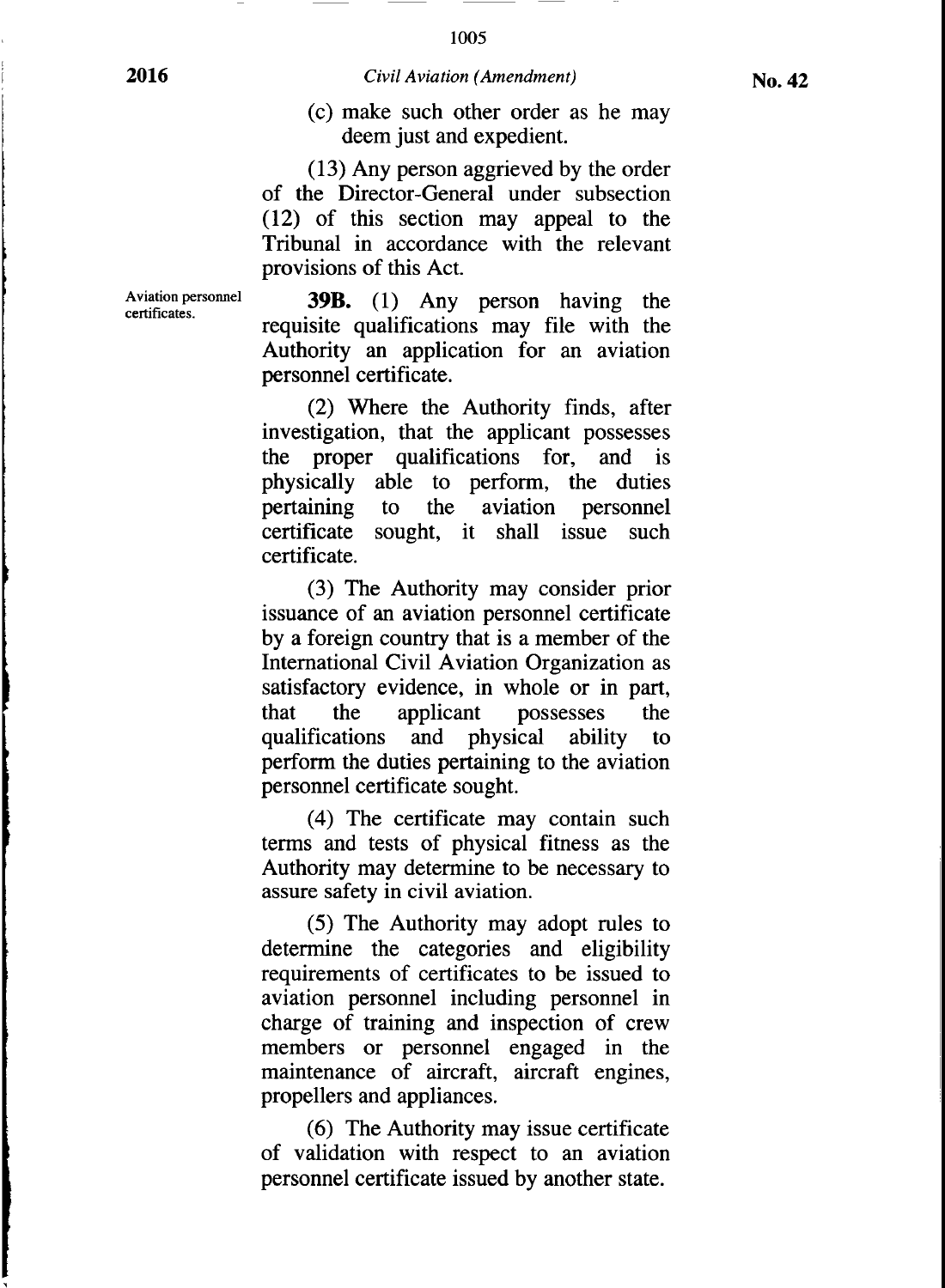(c) make such other order as he may deem just and expedient.

(13) Any person aggrieved by the order of the Director-General under subsection (12) of this section may appeal to the Tribunal in accordance with the relevant provisions of this Act.

Aviation personnel certificates.

**39B.** (1) Any person having the requisite qualifications may file with the Authority an application for an aviation personnel certificate.

(2) Where the Authority finds, after investigation, that the applicant possesses the proper qualifications for, and is physically able to perform, the duties pertaining to the aviation personnel certificate sought, it shall issue such certificate.

(3) The Authority may consider prior issuance of an aviation personnel certificate by a foreign country that is a member of the International Civil Aviation Organization as satisfactory evidence, in whole or in part, that the applicant possesses the qualifications and physical ability to perform the duties pertaining to the aviation personnel certificate sought.

(4) The certificate may contain such terms and tests of physical fitness as the Authority may determine to be necessary to assure safety in civil aviation.

(5) The Authority may adopt rules to determine the categories and eligibility requirements of certificates to be issued to aviation personnel including personnel in charge of training and inspection of crew members or personnel engaged in the maintenance of aircraft, aircraft engines, propellers and appliances.

(6) The Authority may issue certificate of validation with respect to an aviation personnel certificate issued by another state.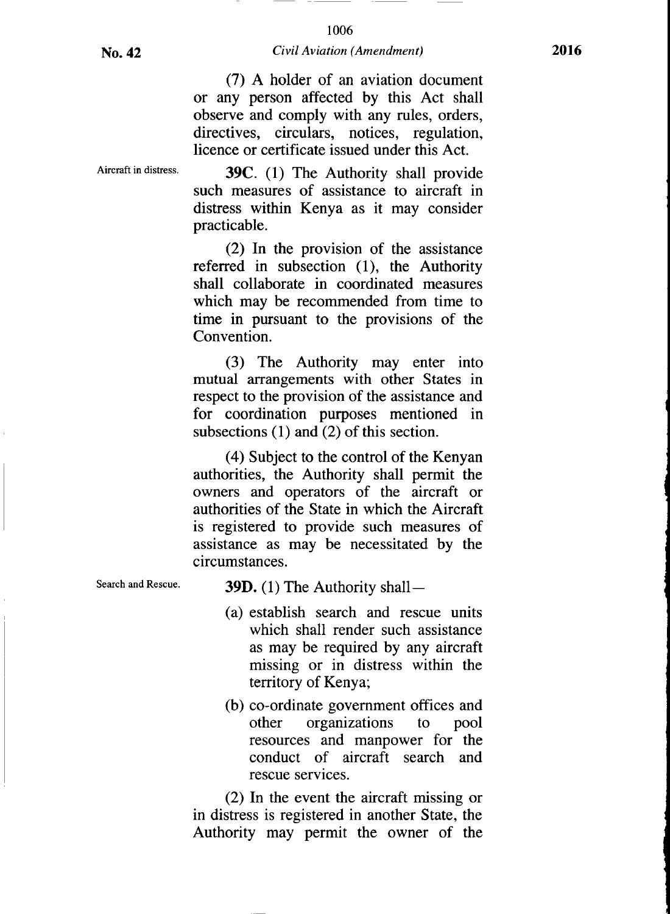(7) A holder of an aviation document or any person affected by this Act shall observe and comply with any rules, orders, directives, circulars, notices, regulation, licence or certificate issued under this Act.

Aircraft in distress.

**39C**. (1) The Authority shall provide such measures of assistance to aircraft in distress within Kenya as it may consider practicable.

(2) In the provision of the assistance referred in subsection (1), the Authority shall collaborate in coordinated measures which may be recommended from time to time in pursuant to the provisions of the Convention.

(3) The Authority may enter into mutual arrangements with other States in respect to the provision of the assistance and for coordination purposes mentioned in subsections (1) and (2) of this section.

(4) Subject to the control of the Kenyan authorities, the Authority shall permit the owners and operators of the aircraft or authorities of the State in which the Aircraft is registered to provide such measures of assistance as may be necessitated by the circumstances.

Search and Rescue.

**39D.** (1) The Authority shall—

(a) establish search and rescue units which shall render such assistance as may be required by any aircraft missing or in distress within the territory of Kenya;

(b) co-ordinate government offices and other organizations to pool resources and manpower for the conduct of aircraft search and rescue services.

(2) In the event the aircraft missing or in distress is registered in another State, the Authority may permit the owner of the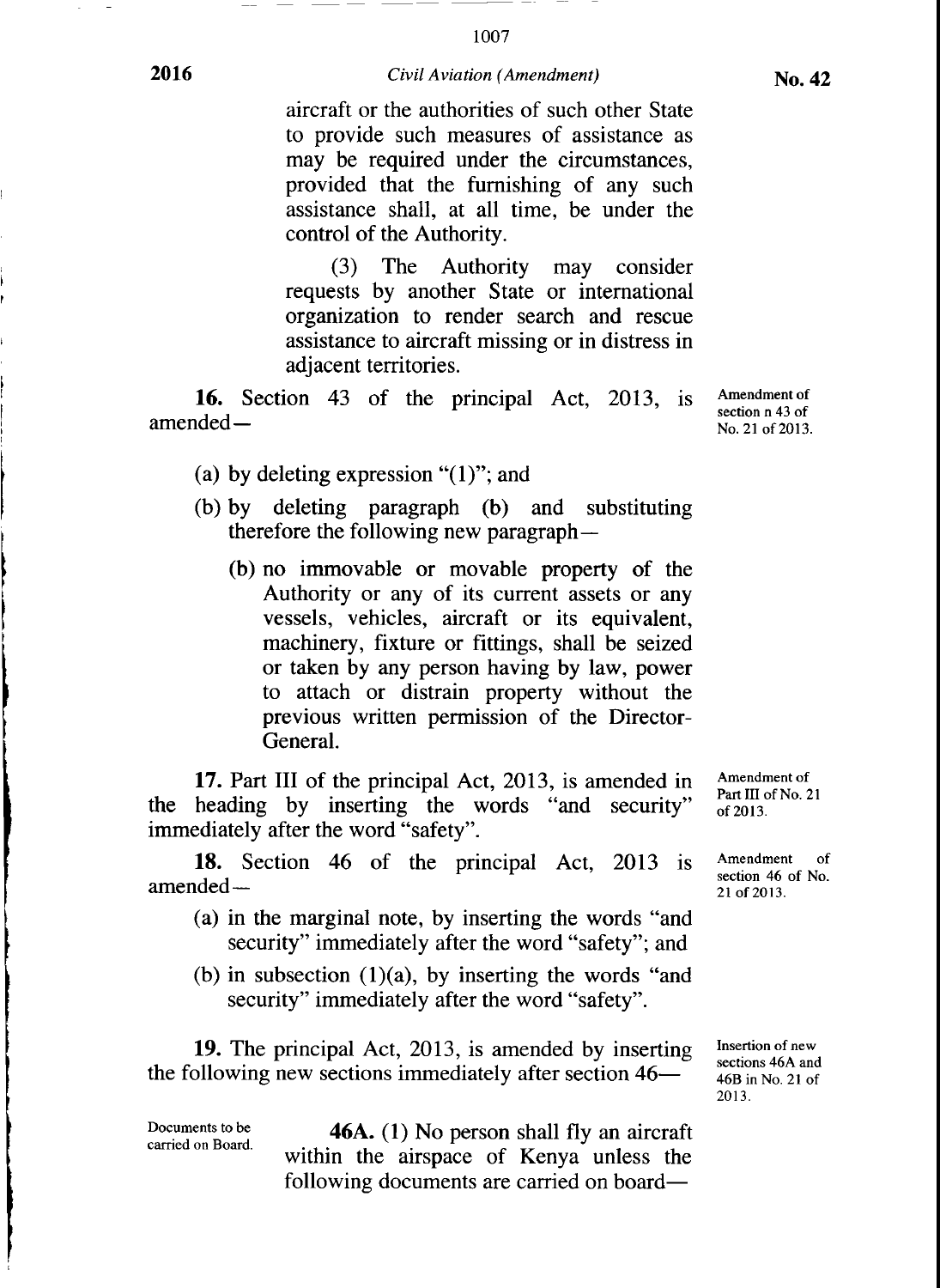aircraft or the authorities of such other State to provide such measures of assistance as may be required under the circumstances, provided that the furnishing of any such assistance shall, at all time, be under the control of the Authority.

(3) The Authority may consider requests by another State or international organization to render search and rescue assistance to aircraft missing or in distress in adjacent territories.

Amendment of section n 43 of No. 21 of 2013.

**16.** Section 43 of the principal Act, 2013, is amended—

(a) by deleting expression "(1)"; and

(b) by deleting paragraph (b) and substituting therefore the following new paragraph—

(b) no immovable or movable property of the Authority or any of its current assets or any vessels, vehicles, aircraft or its equivalent, machinery, fixture or fittings, shall be seized or taken by any person having by law, power to attach or distrain property without the previous written permission of the Director-General.

Amendment of Part III of No. 21 of 2013.

**17.** Part III of the principal Act, 2013, is amended in the heading by inserting the words "and security" immediately after the word "safety".

Amendment of section 46 of No. 21 of 2013.

**18.** Section 46 of the principal Act, 2013 is amended—

(a) in the marginal note, by inserting the words "and security" immediately after the word "safety"; and

(b) in subsection (1)(a), by inserting the words "and security" immediately after the word "safety".

Insertion of new sections 46A and 46B in No. 21 of 2013.

**19.** The principal Act, 2013, is amended by inserting the following new sections immediately after section 46—

Documents to be carried on Board.

**46A.** (1) No person shall fly an aircraft within the airspace of Kenya unless the following documents are carried on board—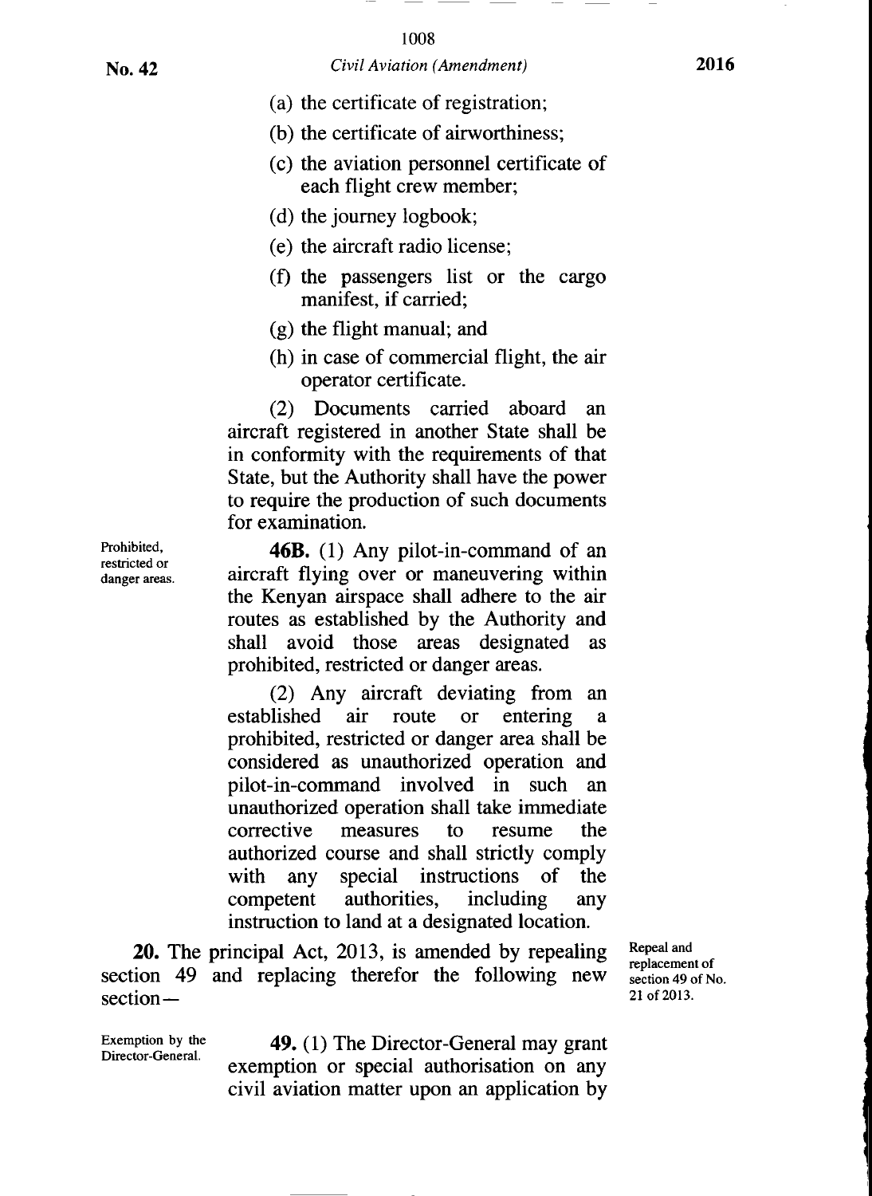(a) the certificate of registration;

(b) the certificate of airworthiness;

(c) the aviation personnel certificate of each flight crew member;

(d) the journey logbook;

(e) the aircraft radio license;

(f) the passengers list or the cargo manifest, if carried;

(g) the flight manual; and

(h) in case of commercial flight, the air operator certificate.

(2) Documents carried aboard an aircraft registered in another State shall be in conformity with the requirements of that State, but the Authority shall have the power to require the production of such documents for examination.

Prohibited, restricted or danger areas.

**46B.** (1) Any pilot-in-command of an aircraft flying over or maneuvering within the Kenyan airspace shall adhere to the air routes as established by the Authority and shall avoid those areas designated as prohibited, restricted or danger areas.

(2) Any aircraft deviating from an established air route or entering a prohibited, restricted or danger area shall be considered as unauthorized operation and pilot-in-command involved in such an unauthorized operation shall take immediate corrective measures to resume the authorized course and shall strictly comply with any special instructions of the competent authorities, including any instruction to land at a designated location.

Repeal and replacement of section 49 of No. 21 of 2013.

**20.** The principal Act, 2013, is amended by repealing section 49 and replacing therefor the following new section—

Exemption by the Director-General.

**49.** (1) The Director-General may grant exemption or special authorisation on any civil aviation matter upon an application by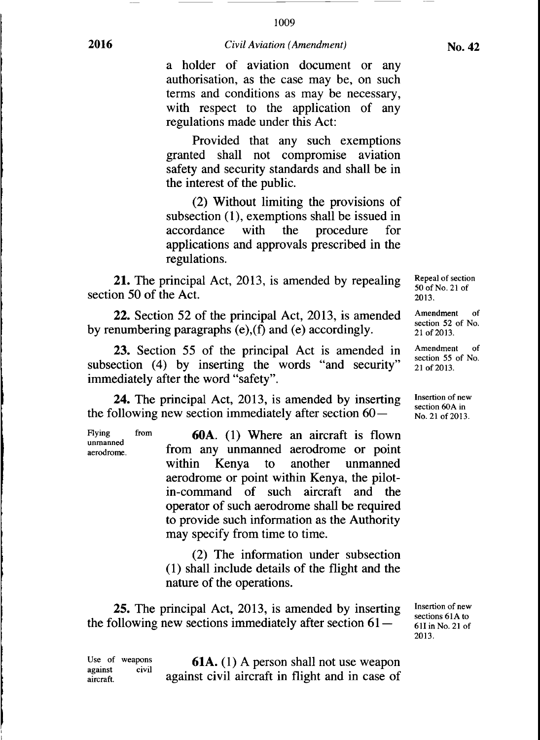a holder of aviation document or any authorisation, as the case may be, on such terms and conditions as may be necessary, with respect to the application of any regulations made under this Act:

Provided that any such exemptions granted shall not compromise aviation safety and security standards and shall be in the interest of the public.

(2) Without limiting the provisions of subsection (1), exemptions shall be issued in accordance with the procedure for applications and approvals prescribed in the regulations.

Repeal of section 50 of No. 21 of 2013.

**21.** The principal Act, 2013, is amended by repealing section 50 of the Act.

Amendment of section 52 of No. 21 of 2013.

**22.** Section 52 of the principal Act, 2013, is amended by renumbering paragraphs (e),(f) and (e) accordingly.

Amendment of section 55 of No. 21 of 2013.

**23.** Section 55 of the principal Act is amended in subsection (4) by inserting the words "and security" immediately after the word "safety".

Insertion of new section 60A in No. 21 of 2013.

**24.** The principal Act, 2013, is amended by inserting the following new section immediately after section 60—

Flying from unmanned aerodrome.

**60A.** (1) Where an aircraft is flown from any unmanned aerodrome or point within Kenya to another unmanned aerodrome or point within Kenya, the pilot-in-command of such aircraft and the operator of such aerodrome shall be required to provide such information as the Authority may specify from time to time.

(2) The information under subsection (1) shall include details of the flight and the nature of the operations.

Insertion of new sections 61A to 61I in No. 21 of 2013.

**25.** The principal Act, 2013, is amended by inserting the following new sections immediately after section 61—

Use of weapons against civil aircraft.

**61A.** (1) A person shall not use weapon against civil aircraft in flight and in case of